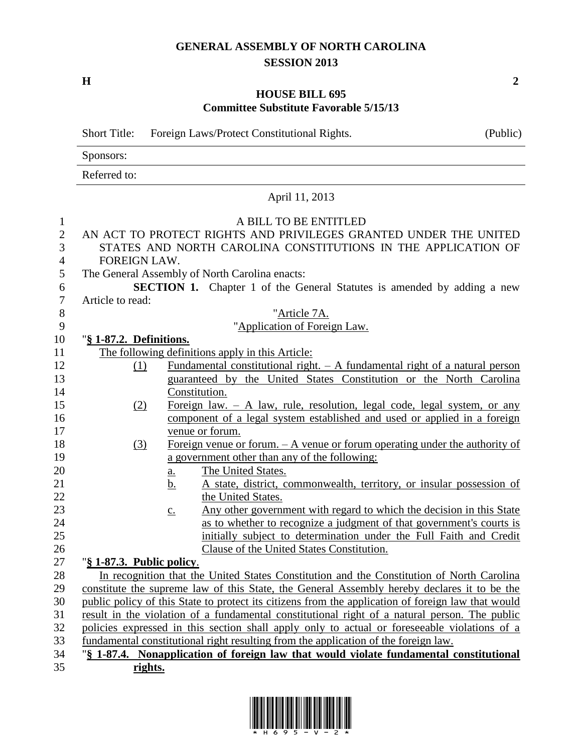# GENERAL ASSEMBLY OF NORTH CAROLINA
## SESSION 2013

**H** **2**

## HOUSE BILL 695
### Committee Substitute Favorable 5/15/13

Short Title: Foreign Laws/Protect Constitutional Rights. (Public)

Sponsors:

Referred to:

April 11, 2013

A BILL TO BE ENTITLED

AN ACT TO PROTECT RIGHTS AND PRIVILEGES GRANTED UNDER THE UNITED STATES AND NORTH CAROLINA CONSTITUTIONS IN THE APPLICATION OF FOREIGN LAW.

The General Assembly of North Carolina enacts:

**SECTION 1.** Chapter 1 of the General Statutes is amended by adding a new Article to read:

"Article 7A.

"Application of Foreign Law.

"**§ 1-87.2. Definitions.**

The following definitions apply in this Article:

(1) Fundamental constitutional right. – A fundamental right of a natural person guaranteed by the United States Constitution or the North Carolina Constitution.

(2) Foreign law. – A law, rule, resolution, legal code, legal system, or any component of a legal system established and used or applied in a foreign venue or forum.

(3) Foreign venue or forum. – A venue or forum operating under the authority of a government other than any of the following:

a. The United States.

b. A state, district, commonwealth, territory, or insular possession of the United States.

c. Any other government with regard to which the decision in this State as to whether to recognize a judgment of that government's courts is initially subject to determination under the Full Faith and Credit Clause of the United States Constitution.

"**§ 1-87.3. Public policy**.

In recognition that the United States Constitution and the Constitution of North Carolina constitute the supreme law of this State, the General Assembly hereby declares it to be the public policy of this State to protect its citizens from the application of foreign law that would result in the violation of a fundamental constitutional right of a natural person. The public policies expressed in this section shall apply only to actual or foreseeable violations of a fundamental constitutional right resulting from the application of the foreign law.

"**§ 1-87.4. Nonapplication of foreign law that would violate fundamental constitutional rights.**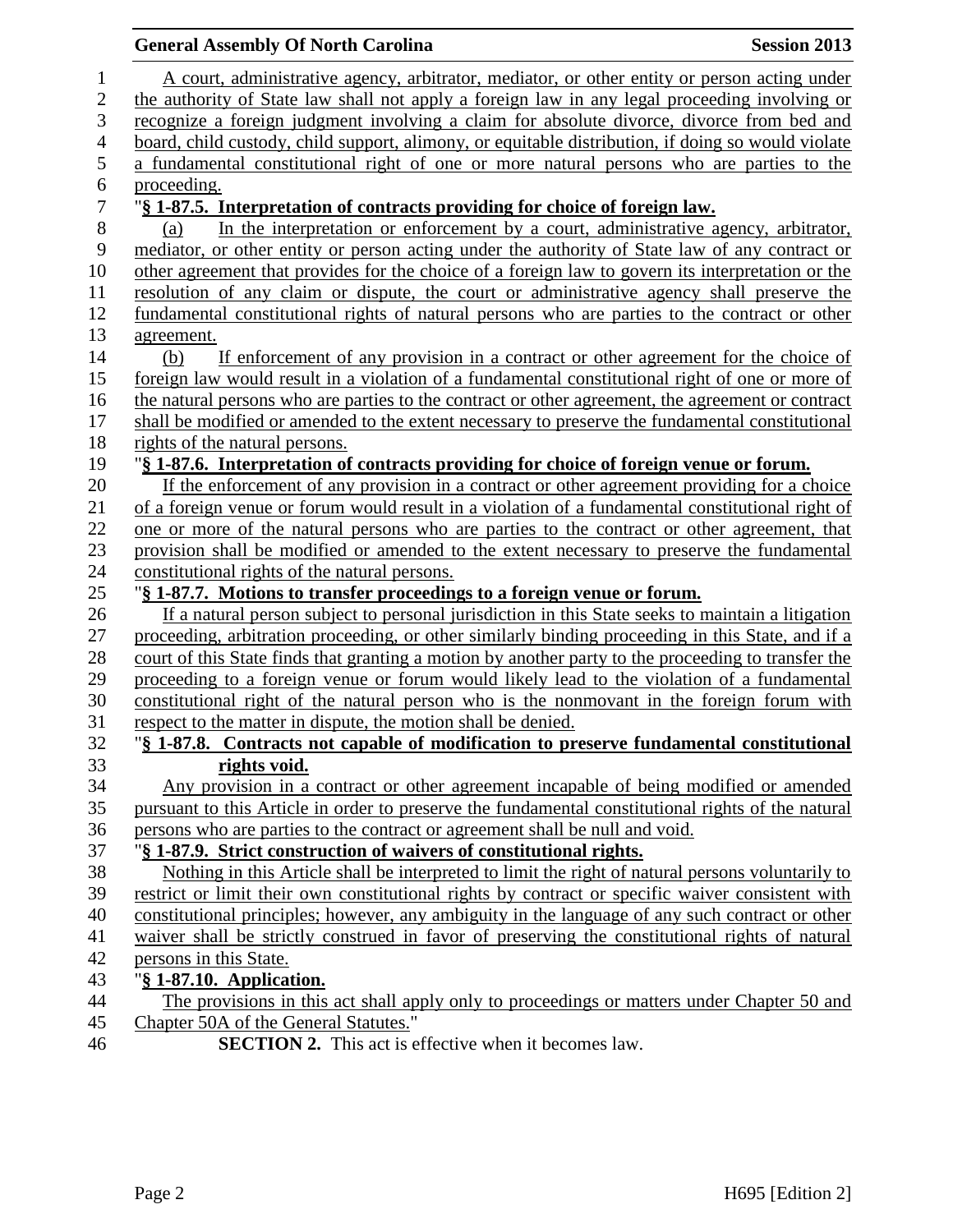A court, administrative agency, arbitrator, mediator, or other entity or person acting under the authority of State law shall not apply a foreign law in any legal proceeding involving or recognize a foreign judgment involving a claim for absolute divorce, divorce from bed and board, child custody, child support, alimony, or equitable distribution, if doing so would violate a fundamental constitutional right of one or more natural persons who are parties to the proceeding.

"**§ 1-87.5. Interpretation of contracts providing for choice of foreign law.**

(a) In the interpretation or enforcement by a court, administrative agency, arbitrator, mediator, or other entity or person acting under the authority of State law of any contract or other agreement that provides for the choice of a foreign law to govern its interpretation or the resolution of any claim or dispute, the court or administrative agency shall preserve the fundamental constitutional rights of natural persons who are parties to the contract or other agreement.

(b) If enforcement of any provision in a contract or other agreement for the choice of foreign law would result in a violation of a fundamental constitutional right of one or more of the natural persons who are parties to the contract or other agreement, the agreement or contract shall be modified or amended to the extent necessary to preserve the fundamental constitutional rights of the natural persons.

"**§ 1-87.6. Interpretation of contracts providing for choice of foreign venue or forum.**

If the enforcement of any provision in a contract or other agreement providing for a choice of a foreign venue or forum would result in a violation of a fundamental constitutional right of one or more of the natural persons who are parties to the contract or other agreement, that provision shall be modified or amended to the extent necessary to preserve the fundamental constitutional rights of the natural persons.

"**§ 1-87.7. Motions to transfer proceedings to a foreign venue or forum.**

If a natural person subject to personal jurisdiction in this State seeks to maintain a litigation proceeding, arbitration proceeding, or other similarly binding proceeding in this State, and if a court of this State finds that granting a motion by another party to the proceeding to transfer the proceeding to a foreign venue or forum would likely lead to the violation of a fundamental constitutional right of the natural person who is the nonmovant in the foreign forum with respect to the matter in dispute, the motion shall be denied.

"**§ 1-87.8. Contracts not capable of modification to preserve fundamental constitutional rights void.**

Any provision in a contract or other agreement incapable of being modified or amended pursuant to this Article in order to preserve the fundamental constitutional rights of the natural persons who are parties to the contract or agreement shall be null and void.

"**§ 1-87.9. Strict construction of waivers of constitutional rights.**

Nothing in this Article shall be interpreted to limit the right of natural persons voluntarily to restrict or limit their own constitutional rights by contract or specific waiver consistent with constitutional principles; however, any ambiguity in the language of any such contract or other waiver shall be strictly construed in favor of preserving the constitutional rights of natural persons in this State.

"**§ 1-87.10. Application.**

The provisions in this act shall apply only to proceedings or matters under Chapter 50 and Chapter 50A of the General Statutes."

**SECTION 2.** This act is effective when it becomes law.